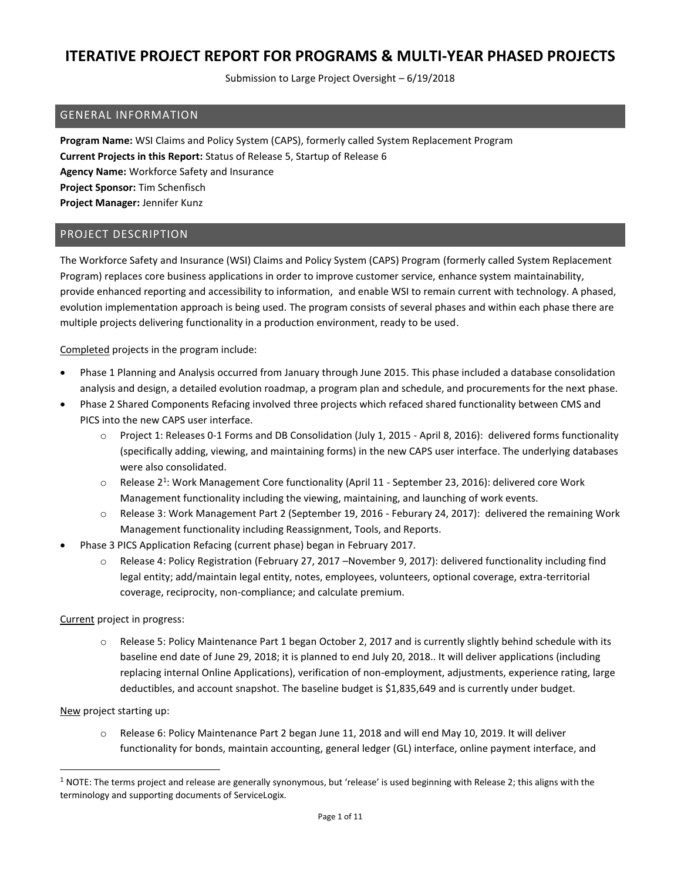# ITERATIVE PROJECT REPORT FOR PROGRAMS & MULTI-YEAR PHASED PROJECTS

Submission to Large Project Oversight – 6/19/2018

## GENERAL INFORMATION

**Program Name:** WSI Claims and Policy System (CAPS), formerly called System Replacement Program
**Current Projects in this Report:** Status of Release 5, Startup of Release 6
**Agency Name:** Workforce Safety and Insurance
**Project Sponsor:** Tim Schenfisch
**Project Manager:** Jennifer Kunz

## PROJECT DESCRIPTION

The Workforce Safety and Insurance (WSI) Claims and Policy System (CAPS) Program (formerly called System Replacement Program) replaces core business applications in order to improve customer service, enhance system maintainability, provide enhanced reporting and accessibility to information, and enable WSI to remain current with technology. A phased, evolution implementation approach is being used. The program consists of several phases and within each phase there are multiple projects delivering functionality in a production environment, ready to be used.

Completed projects in the program include:

- Phase 1 Planning and Analysis occurred from January through June 2015. This phase included a database consolidation analysis and design, a detailed evolution roadmap, a program plan and schedule, and procurements for the next phase.
- Phase 2 Shared Components Refacing involved three projects which refaced shared functionality between CMS and PICS into the new CAPS user interface.
    - Project 1: Releases 0-1 Forms and DB Consolidation (July 1, 2015 - April 8, 2016): delivered forms functionality (specifically adding, viewing, and maintaining forms) in the new CAPS user interface. The underlying databases were also consolidated.
    - Release 2[1]: Work Management Core functionality (April 11 - September 23, 2016): delivered core Work Management functionality including the viewing, maintaining, and launching of work events.
    - Release 3: Work Management Part 2 (September 19, 2016 - Feburary 24, 2017): delivered the remaining Work Management functionality including Reassignment, Tools, and Reports.
- Phase 3 PICS Application Refacing (current phase) began in February 2017.
    - Release 4: Policy Registration (February 27, 2017 –November 9, 2017): delivered functionality including find legal entity; add/maintain legal entity, notes, employees, volunteers, optional coverage, extra-territorial coverage, reciprocity, non-compliance; and calculate premium.

Current project in progress:

- Release 5: Policy Maintenance Part 1 began October 2, 2017 and is currently slightly behind schedule with its baseline end date of June 29, 2018; it is planned to end July 20, 2018.. It will deliver applications (including replacing internal Online Applications), verification of non-employment, adjustments, experience rating, large deductibles, and account snapshot. The baseline budget is $1,835,649 and is currently under budget.

New project starting up:

- Release 6: Policy Maintenance Part 2 began June 11, 2018 and will end May 10, 2019. It will deliver functionality for bonds, maintain accounting, general ledger (GL) interface, online payment interface, and

[1] NOTE: The terms project and release are generally synonymous, but 'release' is used beginning with Release 2; this aligns with the terminology and supporting documents of ServiceLogix.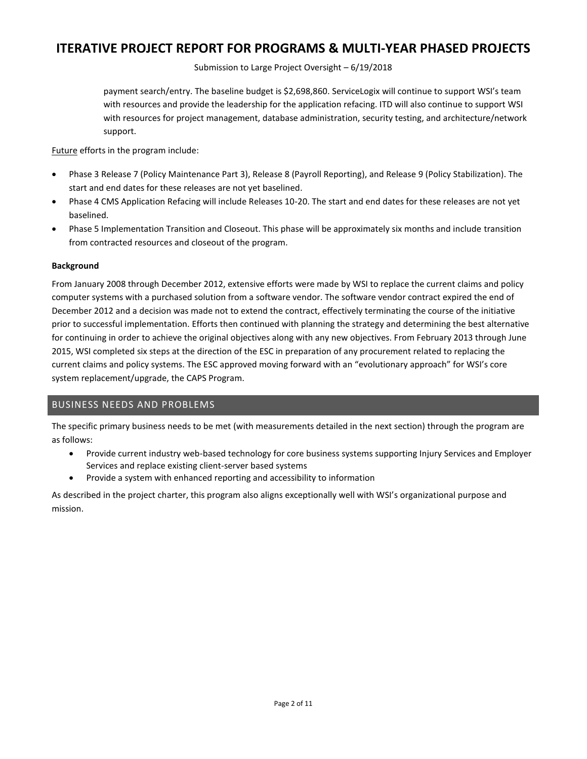payment search/entry. The baseline budget is $2,698,860. ServiceLogix will continue to support WSI's team with resources and provide the leadership for the application refacing. ITD will also continue to support WSI with resources for project management, database administration, security testing, and architecture/network support.

Future efforts in the program include:

- Phase 3 Release 7 (Policy Maintenance Part 3), Release 8 (Payroll Reporting), and Release 9 (Policy Stabilization). The start and end dates for these releases are not yet baselined.
- Phase 4 CMS Application Refacing will include Releases 10-20. The start and end dates for these releases are not yet baselined.
- Phase 5 Implementation Transition and Closeout. This phase will be approximately six months and include transition from contracted resources and closeout of the program.

**Background**

From January 2008 through December 2012, extensive efforts were made by WSI to replace the current claims and policy computer systems with a purchased solution from a software vendor. The software vendor contract expired the end of December 2012 and a decision was made not to extend the contract, effectively terminating the course of the initiative prior to successful implementation. Efforts then continued with planning the strategy and determining the best alternative for continuing in order to achieve the original objectives along with any new objectives. From February 2013 through June 2015, WSI completed six steps at the direction of the ESC in preparation of any procurement related to replacing the current claims and policy systems. The ESC approved moving forward with an "evolutionary approach" for WSI's core system replacement/upgrade, the CAPS Program.

## BUSINESS NEEDS AND PROBLEMS

The specific primary business needs to be met (with measurements detailed in the next section) through the program are as follows:

- Provide current industry web-based technology for core business systems supporting Injury Services and Employer Services and replace existing client-server based systems
- Provide a system with enhanced reporting and accessibility to information

As described in the project charter, this program also aligns exceptionally well with WSI's organizational purpose and mission.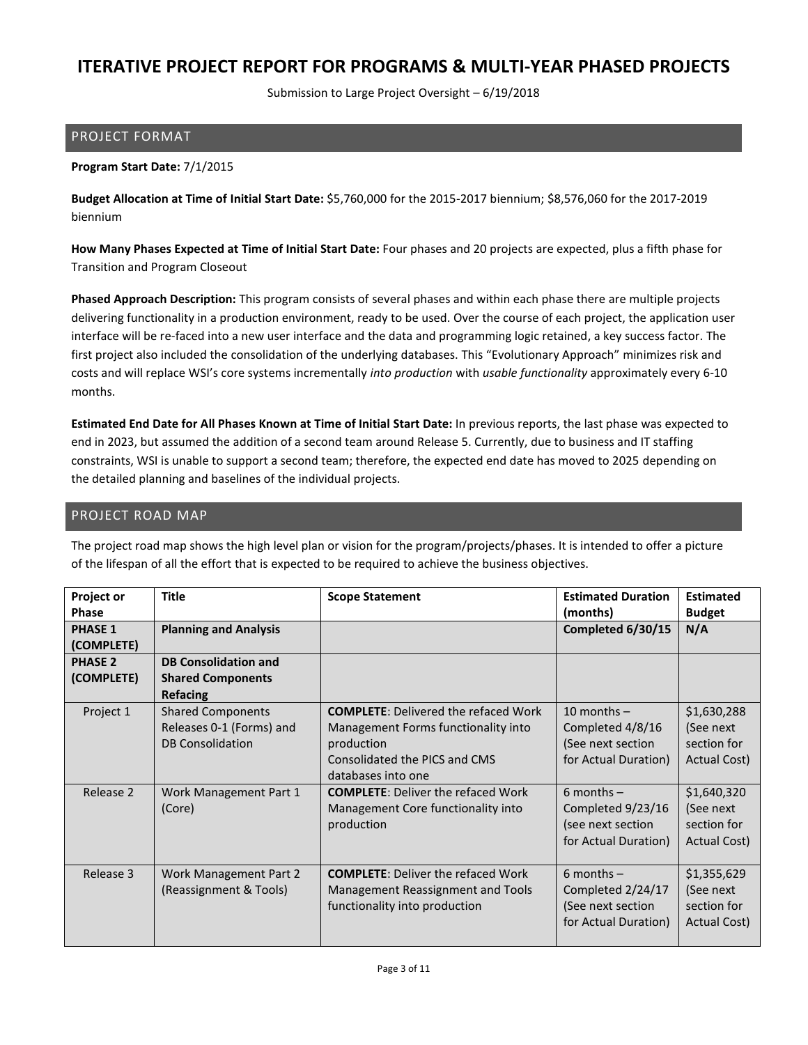# ITERATIVE PROJECT REPORT FOR PROGRAMS & MULTI-YEAR PHASED PROJECTS

Submission to Large Project Oversight – 6/19/2018

## PROJECT FORMAT

**Program Start Date:** 7/1/2015

**Budget Allocation at Time of Initial Start Date:** $5,760,000 for the 2015-2017 biennium; $8,576,060 for the 2017-2019 biennium

**How Many Phases Expected at Time of Initial Start Date:** Four phases and 20 projects are expected, plus a fifth phase for Transition and Program Closeout

**Phased Approach Description:** This program consists of several phases and within each phase there are multiple projects delivering functionality in a production environment, ready to be used. Over the course of each project, the application user interface will be re-faced into a new user interface and the data and programming logic retained, a key success factor. The first project also included the consolidation of the underlying databases. This "Evolutionary Approach" minimizes risk and costs and will replace WSI's core systems incrementally *into production* with *usable functionality* approximately every 6-10 months.

**Estimated End Date for All Phases Known at Time of Initial Start Date:** In previous reports, the last phase was expected to end in 2023, but assumed the addition of a second team around Release 5. Currently, due to business and IT staffing constraints, WSI is unable to support a second team; therefore, the expected end date has moved to 2025 depending on the detailed planning and baselines of the individual projects.

## PROJECT ROAD MAP

The project road map shows the high level plan or vision for the program/projects/phases. It is intended to offer a picture of the lifespan of all the effort that is expected to be required to achieve the business objectives.

| Project or Phase | Title | Scope Statement | Estimated Duration (months) | Estimated Budget |
|---|---|---|---|---|
| **PHASE 1 (COMPLETE)** | **Planning and Analysis** | | **Completed 6/30/15** | **N/A** |
| **PHASE 2 (COMPLETE)** | **DB Consolidation and Shared Components Refacing** | | | |
| Project 1 | Shared Components Releases 0-1 (Forms) and DB Consolidation | **COMPLETE**: Delivered the refaced Work Management Forms functionality into production<br>Consolidated the PICS and CMS databases into one | 10 months – Completed 4/8/16 (See next section for Actual Duration) | $1,630,288 (See next section for Actual Cost) |
| Release 2 | Work Management Part 1 (Core) | **COMPLETE**: Deliver the refaced Work Management Core functionality into production | 6 months – Completed 9/23/16 (see next section for Actual Duration) | $1,640,320 (See next section for Actual Cost) |
| Release 3 | Work Management Part 2 (Reassignment & Tools) | **COMPLETE**: Deliver the refaced Work Management Reassignment and Tools functionality into production | 6 months – Completed 2/24/17 (See next section for Actual Duration) | $1,355,629 (See next section for Actual Cost) |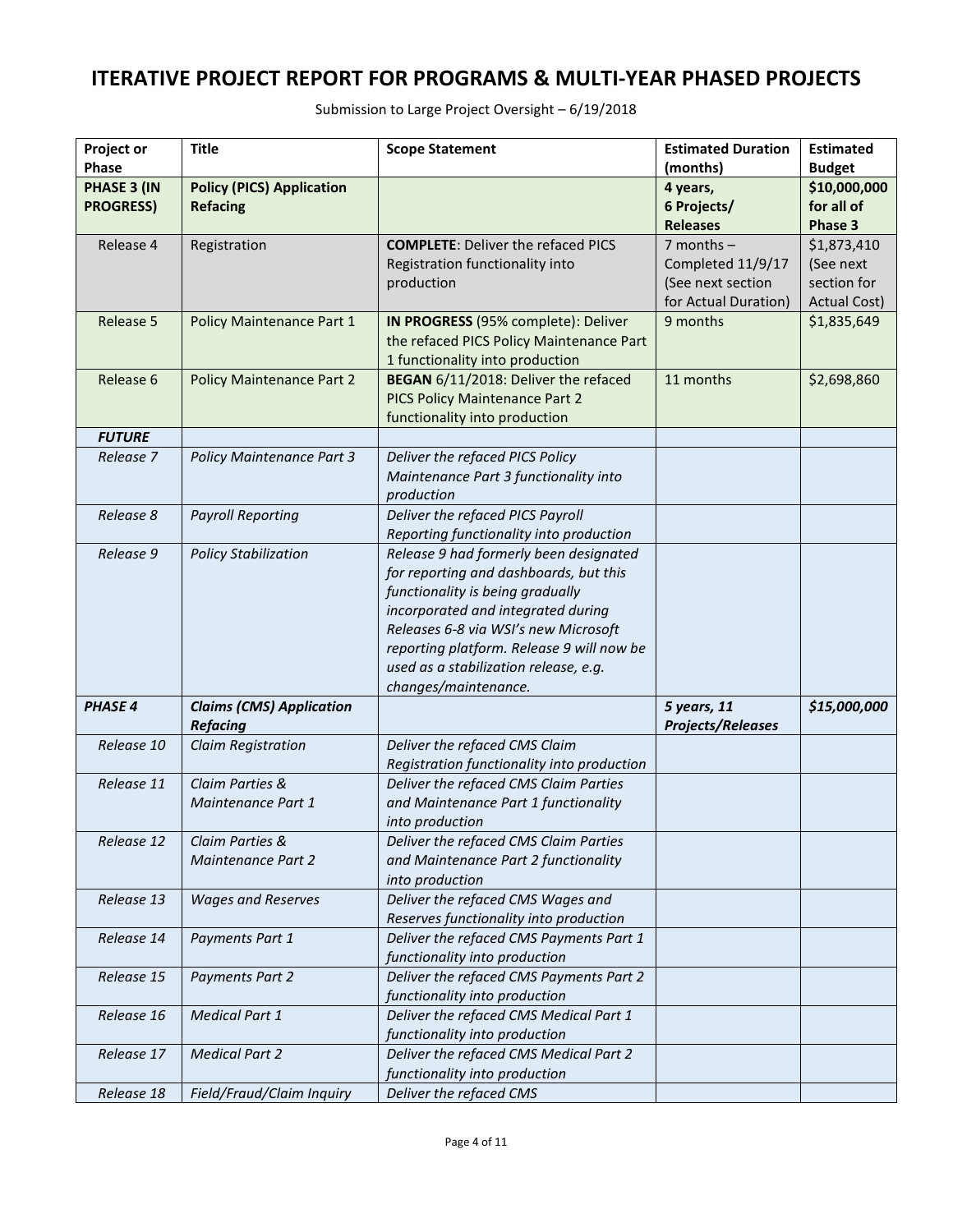# ITERATIVE PROJECT REPORT FOR PROGRAMS & MULTI-YEAR PHASED PROJECTS

Submission to Large Project Oversight – 6/19/2018

| Project or Phase | Title | Scope Statement | Estimated Duration (months) | Estimated Budget |
|---|---|---|---|---|
| **PHASE 3 (IN PROGRESS)** | **Policy (PICS) Application Refacing** | | **4 years, 6 Projects/ Releases** | **$10,000,000 for all of Phase 3** |
| Release 4 | Registration | **COMPLETE**: Deliver the refaced PICS Registration functionality into production | 7 months – Completed 11/9/17 (See next section for Actual Duration) | $1,873,410 (See next section for Actual Cost) |
| Release 5 | Policy Maintenance Part 1 | **IN PROGRESS** (95% complete): Deliver the refaced PICS Policy Maintenance Part 1 functionality into production | 9 months | $1,835,649 |
| Release 6 | Policy Maintenance Part 2 | **BEGAN** 6/11/2018: Deliver the refaced PICS Policy Maintenance Part 2 functionality into production | 11 months | $2,698,860 |
| ***FUTURE*** | | | | |
| *Release 7* | *Policy Maintenance Part 3* | *Deliver the refaced PICS Policy Maintenance Part 3 functionality into production* | | |
| *Release 8* | *Payroll Reporting* | *Deliver the refaced PICS Payroll Reporting functionality into production* | | |
| *Release 9* | *Policy Stabilization* | *Release 9 had formerly been designated for reporting and dashboards, but this functionality is being gradually incorporated and integrated during Releases 6-8 via WSI's new Microsoft reporting platform. Release 9 will now be used as a stabilization release, e.g. changes/maintenance.* | | |
| ***PHASE 4*** | ***Claims (CMS) Application Refacing*** | | ***5 years, 11 Projects/Releases*** | ***$15,000,000*** |
| *Release 10* | *Claim Registration* | *Deliver the refaced CMS Claim Registration functionality into production* | | |
| *Release 11* | *Claim Parties & Maintenance Part 1* | *Deliver the refaced CMS Claim Parties and Maintenance Part 1 functionality into production* | | |
| *Release 12* | *Claim Parties & Maintenance Part 2* | *Deliver the refaced CMS Claim Parties and Maintenance Part 2 functionality into production* | | |
| *Release 13* | *Wages and Reserves* | *Deliver the refaced CMS Wages and Reserves functionality into production* | | |
| *Release 14* | *Payments Part 1* | *Deliver the refaced CMS Payments Part 1 functionality into production* | | |
| *Release 15* | *Payments Part 2* | *Deliver the refaced CMS Payments Part 2 functionality into production* | | |
| *Release 16* | *Medical Part 1* | *Deliver the refaced CMS Medical Part 1 functionality into production* | | |
| *Release 17* | *Medical Part 2* | *Deliver the refaced CMS Medical Part 2 functionality into production* | | |
| *Release 18* | *Field/Fraud/Claim Inquiry* | *Deliver the refaced CMS* | | |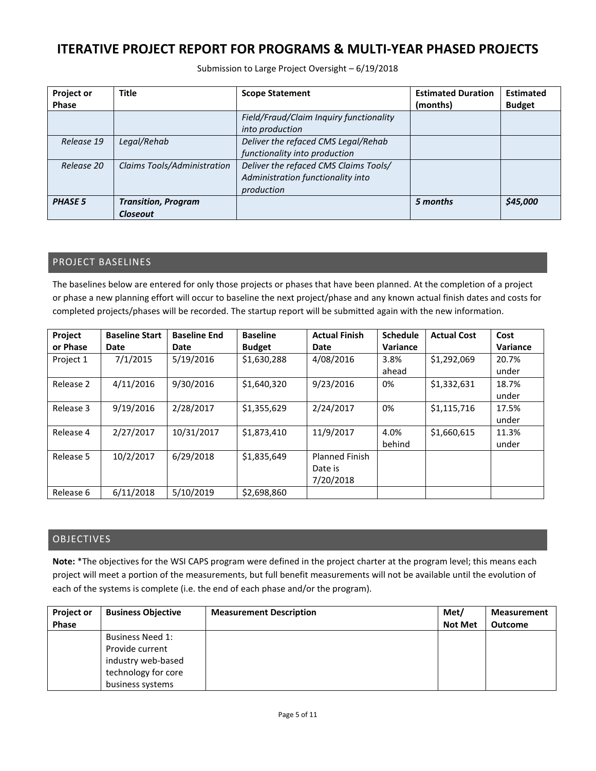# ITERATIVE PROJECT REPORT FOR PROGRAMS & MULTI-YEAR PHASED PROJECTS

Submission to Large Project Oversight – 6/19/2018

| Project or Phase | Title | Scope Statement | Estimated Duration (months) | Estimated Budget |
|---|---|---|---|---|
| | | *Field/Fraud/Claim Inquiry functionality into production* | | |
| *Release 19* | *Legal/Rehab* | *Deliver the refaced CMS Legal/Rehab functionality into production* | | |
| *Release 20* | *Claims Tools/Administration* | *Deliver the refaced CMS Claims Tools/ Administration functionality into production* | | |
| ***PHASE 5*** | ***Transition, Program Closeout*** | | *5 months* | *$45,000* |

## PROJECT BASELINES

The baselines below are entered for only those projects or phases that have been planned. At the completion of a project or phase a new planning effort will occur to baseline the next project/phase and any known actual finish dates and costs for completed projects/phases will be recorded. The startup report will be submitted again with the new information.

| Project or Phase | Baseline Start Date | Baseline End Date | Baseline Budget | Actual Finish Date | Schedule Variance | Actual Cost | Cost Variance |
|---|---|---|---|---|---|---|---|
| Project 1 | 7/1/2015 | 5/19/2016 | $1,630,288 | 4/08/2016 | 3.8% ahead | $1,292,069 | 20.7% under |
| Release 2 | 4/11/2016 | 9/30/2016 | $1,640,320 | 9/23/2016 | 0% | $1,332,631 | 18.7% under |
| Release 3 | 9/19/2016 | 2/28/2017 | $1,355,629 | 2/24/2017 | 0% | $1,115,716 | 17.5% under |
| Release 4 | 2/27/2017 | 10/31/2017 | $1,873,410 | 11/9/2017 | 4.0% behind | $1,660,615 | 11.3% under |
| Release 5 | 10/2/2017 | 6/29/2018 | $1,835,649 | Planned Finish Date is 7/20/2018 | | | |
| Release 6 | 6/11/2018 | 5/10/2019 | $2,698,860 | | | | |

## OBJECTIVES

**Note:** *The objectives for the WSI CAPS program were defined in the project charter at the program level; this means each project will meet a portion of the measurements, but full benefit measurements will not be available until the evolution of each of the systems is complete (i.e. the end of each phase and/or the program).

| Project or Phase | Business Objective | Measurement Description | Met/ Not Met | Measurement Outcome |
|---|---|---|---|---|
| | Business Need 1: Provide current industry web-based technology for core business systems | | | |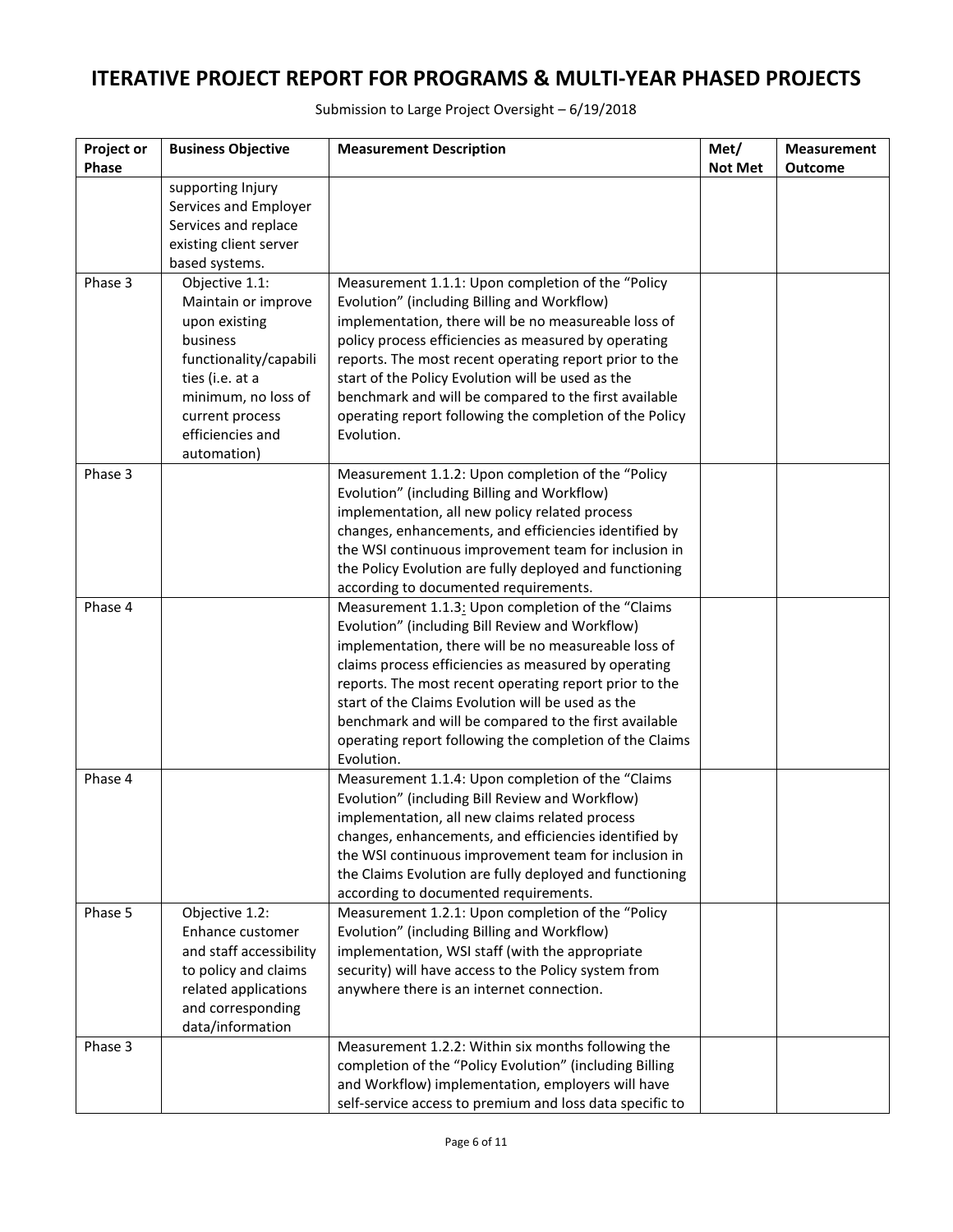# ITERATIVE PROJECT REPORT FOR PROGRAMS & MULTI-YEAR PHASED PROJECTS

Submission to Large Project Oversight – 6/19/2018

| Project or Phase | Business Objective | Measurement Description | Met/ Not Met | Measurement Outcome |
|---|---|---|---|---|
| | supporting Injury Services and Employer Services and replace existing client server based systems. | | | |
| Phase 3 | Objective 1.1: Maintain or improve upon existing business functionality/capabilities (i.e. at a minimum, no loss of current process efficiencies and automation) | Measurement 1.1.1: Upon completion of the "Policy Evolution" (including Billing and Workflow) implementation, there will be no measureable loss of policy process efficiencies as measured by operating reports. The most recent operating report prior to the start of the Policy Evolution will be used as the benchmark and will be compared to the first available operating report following the completion of the Policy Evolution. | | |
| Phase 3 | | Measurement 1.1.2: Upon completion of the "Policy Evolution" (including Billing and Workflow) implementation, all new policy related process changes, enhancements, and efficiencies identified by the WSI continuous improvement team for inclusion in the Policy Evolution are fully deployed and functioning according to documented requirements. | | |
| Phase 4 | | Measurement 1.1.3: Upon completion of the "Claims Evolution" (including Bill Review and Workflow) implementation, there will be no measureable loss of claims process efficiencies as measured by operating reports. The most recent operating report prior to the start of the Claims Evolution will be used as the benchmark and will be compared to the first available operating report following the completion of the Claims Evolution. | | |
| Phase 4 | | Measurement 1.1.4: Upon completion of the "Claims Evolution" (including Bill Review and Workflow) implementation, all new claims related process changes, enhancements, and efficiencies identified by the WSI continuous improvement team for inclusion in the Claims Evolution are fully deployed and functioning according to documented requirements. | | |
| Phase 5 | Objective 1.2: Enhance customer and staff accessibility to policy and claims related applications and corresponding data/information | Measurement 1.2.1: Upon completion of the "Policy Evolution" (including Billing and Workflow) implementation, WSI staff (with the appropriate security) will have access to the Policy system from anywhere there is an internet connection. | | |
| Phase 3 | | Measurement 1.2.2: Within six months following the completion of the "Policy Evolution" (including Billing and Workflow) implementation, employers will have self-service access to premium and loss data specific to | | |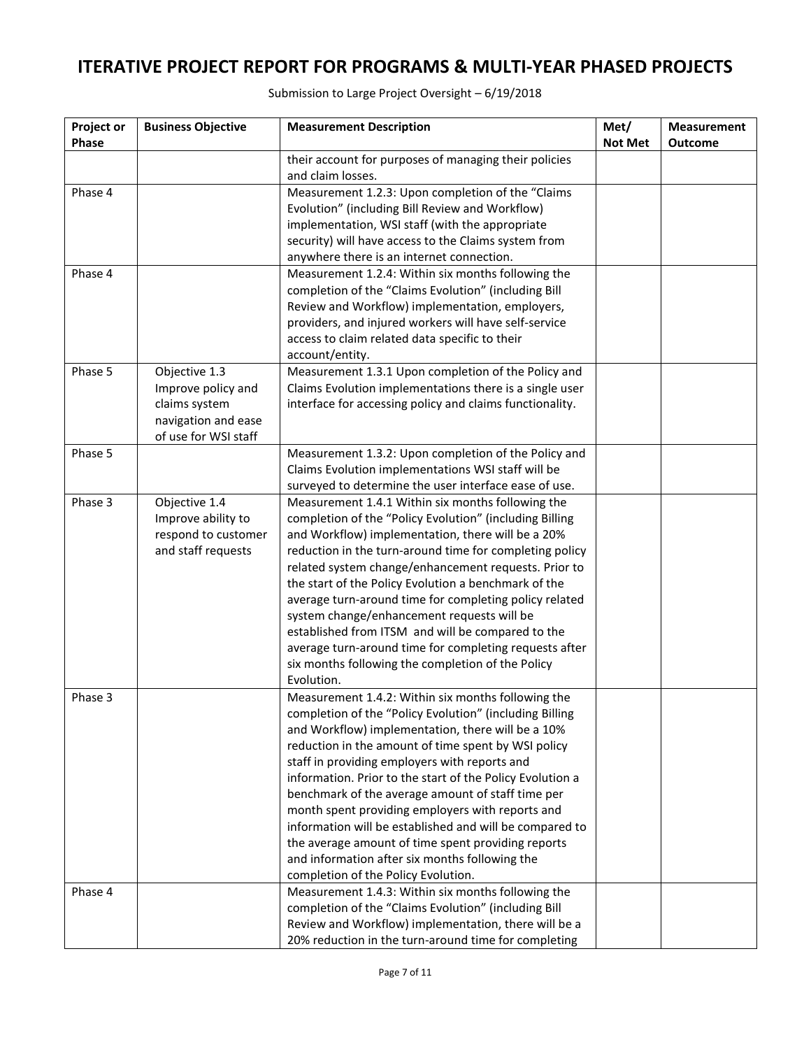# ITERATIVE PROJECT REPORT FOR PROGRAMS & MULTI-YEAR PHASED PROJECTS

Submission to Large Project Oversight – 6/19/2018

| Project or Phase | Business Objective | Measurement Description | Met/ Not Met | Measurement Outcome |
|---|---|---|---|---|
| | | their account for purposes of managing their policies and claim losses. | | |
| Phase 4 | | Measurement 1.2.3: Upon completion of the "Claims Evolution" (including Bill Review and Workflow) implementation, WSI staff (with the appropriate security) will have access to the Claims system from anywhere there is an internet connection. | | |
| Phase 4 | | Measurement 1.2.4: Within six months following the completion of the "Claims Evolution" (including Bill Review and Workflow) implementation, employers, providers, and injured workers will have self-service access to claim related data specific to their account/entity. | | |
| Phase 5 | Objective 1.3 Improve policy and claims system navigation and ease of use for WSI staff | Measurement 1.3.1 Upon completion of the Policy and Claims Evolution implementations there is a single user interface for accessing policy and claims functionality. | | |
| Phase 5 | | Measurement 1.3.2: Upon completion of the Policy and Claims Evolution implementations WSI staff will be surveyed to determine the user interface ease of use. | | |
| Phase 3 | Objective 1.4 Improve ability to respond to customer and staff requests | Measurement 1.4.1 Within six months following the completion of the "Policy Evolution" (including Billing and Workflow) implementation, there will be a 20% reduction in the turn-around time for completing policy related system change/enhancement requests. Prior to the start of the Policy Evolution a benchmark of the average turn-around time for completing policy related system change/enhancement requests will be established from ITSM and will be compared to the average turn-around time for completing requests after six months following the completion of the Policy Evolution. | | |
| Phase 3 | | Measurement 1.4.2: Within six months following the completion of the "Policy Evolution" (including Billing and Workflow) implementation, there will be a 10% reduction in the amount of time spent by WSI policy staff in providing employers with reports and information. Prior to the start of the Policy Evolution a benchmark of the average amount of staff time per month spent providing employers with reports and information will be established and will be compared to the average amount of time spent providing reports and information after six months following the completion of the Policy Evolution. | | |
| Phase 4 | | Measurement 1.4.3: Within six months following the completion of the "Claims Evolution" (including Bill Review and Workflow) implementation, there will be a 20% reduction in the turn-around time for completing | | |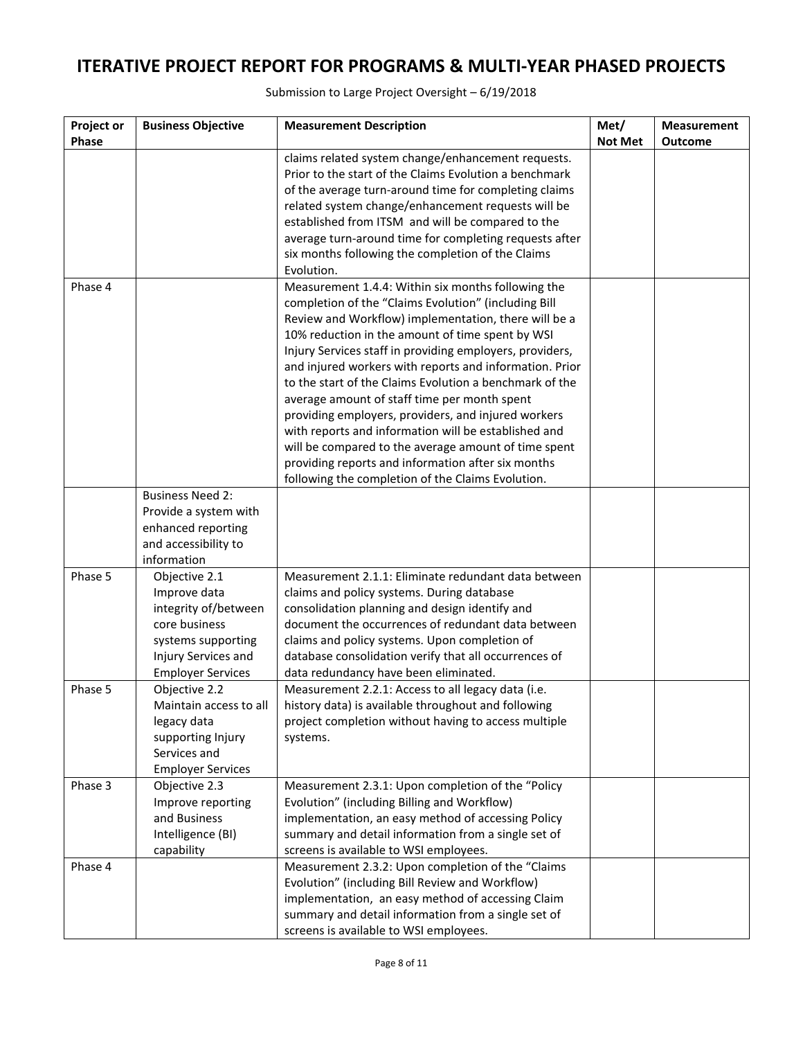# ITERATIVE PROJECT REPORT FOR PROGRAMS & MULTI-YEAR PHASED PROJECTS

Submission to Large Project Oversight – 6/19/2018

| Project or Phase | Business Objective | Measurement Description | Met/ Not Met | Measurement Outcome |
|---|---|---|---|---|
| | | claims related system change/enhancement requests. Prior to the start of the Claims Evolution a benchmark of the average turn-around time for completing claims related system change/enhancement requests will be established from ITSM and will be compared to the average turn-around time for completing requests after six months following the completion of the Claims Evolution. | | |
| Phase 4 | | Measurement 1.4.4: Within six months following the completion of the "Claims Evolution" (including Bill Review and Workflow) implementation, there will be a 10% reduction in the amount of time spent by WSI Injury Services staff in providing employers, providers, and injured workers with reports and information. Prior to the start of the Claims Evolution a benchmark of the average amount of staff time per month spent providing employers, providers, and injured workers with reports and information will be established and will be compared to the average amount of time spent providing reports and information after six months following the completion of the Claims Evolution. | | |
| | Business Need 2: Provide a system with enhanced reporting and accessibility to information | | | |
| Phase 5 | Objective 2.1 Improve data integrity of/between core business systems supporting Injury Services and Employer Services | Measurement 2.1.1: Eliminate redundant data between claims and policy systems. During database consolidation planning and design identify and document the occurrences of redundant data between claims and policy systems. Upon completion of database consolidation verify that all occurrences of data redundancy have been eliminated. | | |
| Phase 5 | Objective 2.2 Maintain access to all legacy data supporting Injury Services and Employer Services | Measurement 2.2.1: Access to all legacy data (i.e. history data) is available throughout and following project completion without having to access multiple systems. | | |
| Phase 3 | Objective 2.3 Improve reporting and Business Intelligence (BI) capability | Measurement 2.3.1: Upon completion of the "Policy Evolution" (including Billing and Workflow) implementation, an easy method of accessing Policy summary and detail information from a single set of screens is available to WSI employees. | | |
| Phase 4 | | Measurement 2.3.2: Upon completion of the "Claims Evolution" (including Bill Review and Workflow) implementation, an easy method of accessing Claim summary and detail information from a single set of screens is available to WSI employees. | | |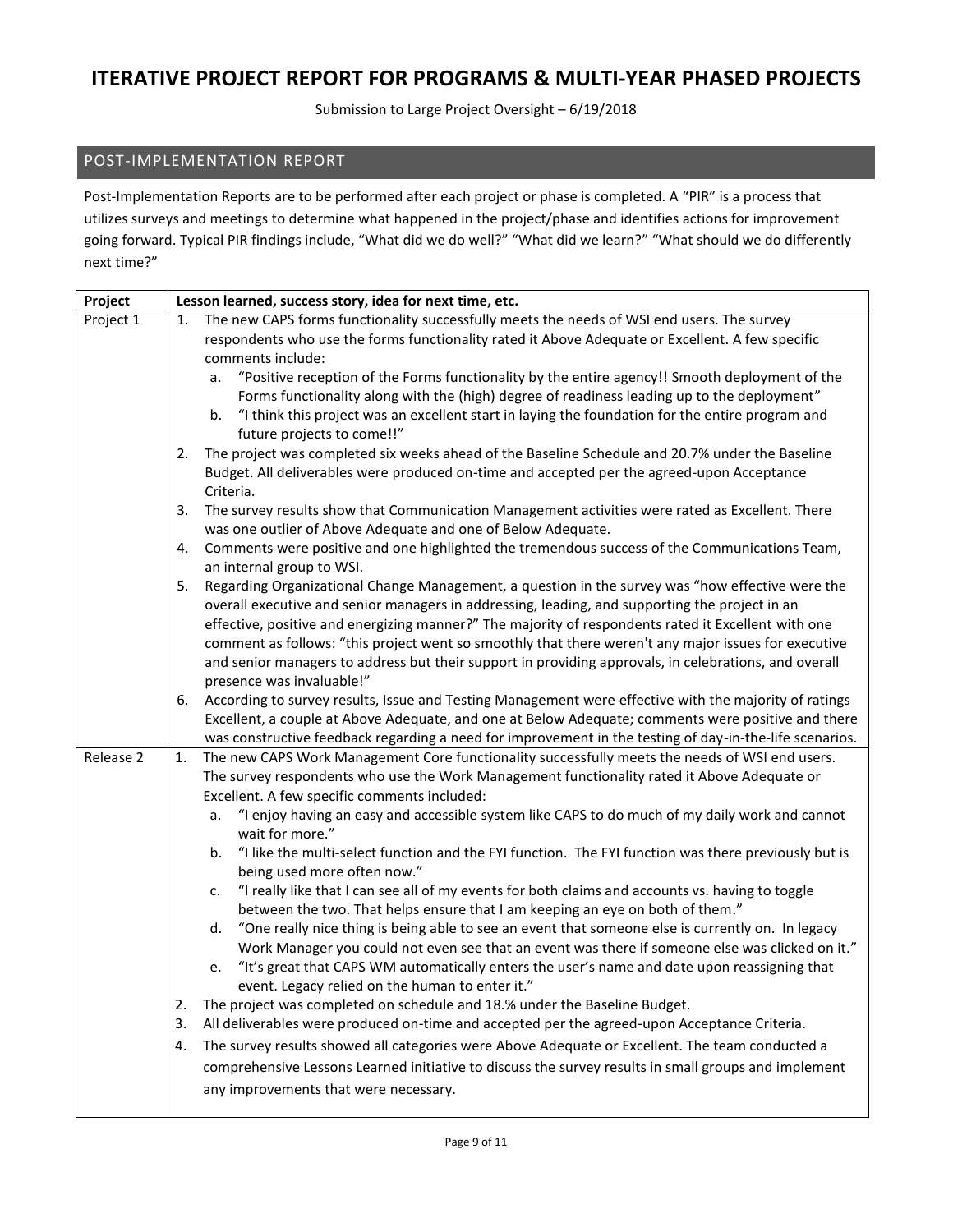# ITERATIVE PROJECT REPORT FOR PROGRAMS & MULTI-YEAR PHASED PROJECTS

Submission to Large Project Oversight – 6/19/2018

## POST-IMPLEMENTATION REPORT

Post-Implementation Reports are to be performed after each project or phase is completed. A "PIR" is a process that utilizes surveys and meetings to determine what happened in the project/phase and identifies actions for improvement going forward. Typical PIR findings include, "What did we do well?" "What did we learn?" "What should we do differently next time?"

| Project | Lesson learned, success story, idea for next time, etc. |
|---|---|
| Project 1 | 1. The new CAPS forms functionality successfully meets the needs of WSI end users. The survey respondents who use the forms functionality rated it Above Adequate or Excellent. A few specific comments include:<br>a. "Positive reception of the Forms functionality by the entire agency!! Smooth deployment of the Forms functionality along with the (high) degree of readiness leading up to the deployment"<br>b. "I think this project was an excellent start in laying the foundation for the entire program and future projects to come!!"<br>2. The project was completed six weeks ahead of the Baseline Schedule and 20.7% under the Baseline Budget. All deliverables were produced on-time and accepted per the agreed-upon Acceptance Criteria.<br>3. The survey results show that Communication Management activities were rated as Excellent. There was one outlier of Above Adequate and one of Below Adequate.<br>4. Comments were positive and one highlighted the tremendous success of the Communications Team, an internal group to WSI.<br>5. Regarding Organizational Change Management, a question in the survey was "how effective were the overall executive and senior managers in addressing, leading, and supporting the project in an effective, positive and energizing manner?" The majority of respondents rated it Excellent with one comment as follows: "this project went so smoothly that there weren't any major issues for executive and senior managers to address but their support in providing approvals, in celebrations, and overall presence was invaluable!"<br>6. According to survey results, Issue and Testing Management were effective with the majority of ratings Excellent, a couple at Above Adequate, and one at Below Adequate; comments were positive and there was constructive feedback regarding a need for improvement in the testing of day-in-the-life scenarios. |
| Release 2 | 1. The new CAPS Work Management Core functionality successfully meets the needs of WSI end users. The survey respondents who use the Work Management functionality rated it Above Adequate or Excellent. A few specific comments included:<br>a. "I enjoy having an easy and accessible system like CAPS to do much of my daily work and cannot wait for more."<br>b. "I like the multi-select function and the FYI function. The FYI function was there previously but is being used more often now."<br>c. "I really like that I can see all of my events for both claims and accounts vs. having to toggle between the two. That helps ensure that I am keeping an eye on both of them."<br>d. "One really nice thing is being able to see an event that someone else is currently on. In legacy Work Manager you could not even see that an event was there if someone else was clicked on it."<br>e. "It's great that CAPS WM automatically enters the user's name and date upon reassigning that event. Legacy relied on the human to enter it."<br>2. The project was completed on schedule and 18.% under the Baseline Budget.<br>3. All deliverables were produced on-time and accepted per the agreed-upon Acceptance Criteria.<br>4. The survey results showed all categories were Above Adequate or Excellent. The team conducted a comprehensive Lessons Learned initiative to discuss the survey results in small groups and implement any improvements that were necessary. |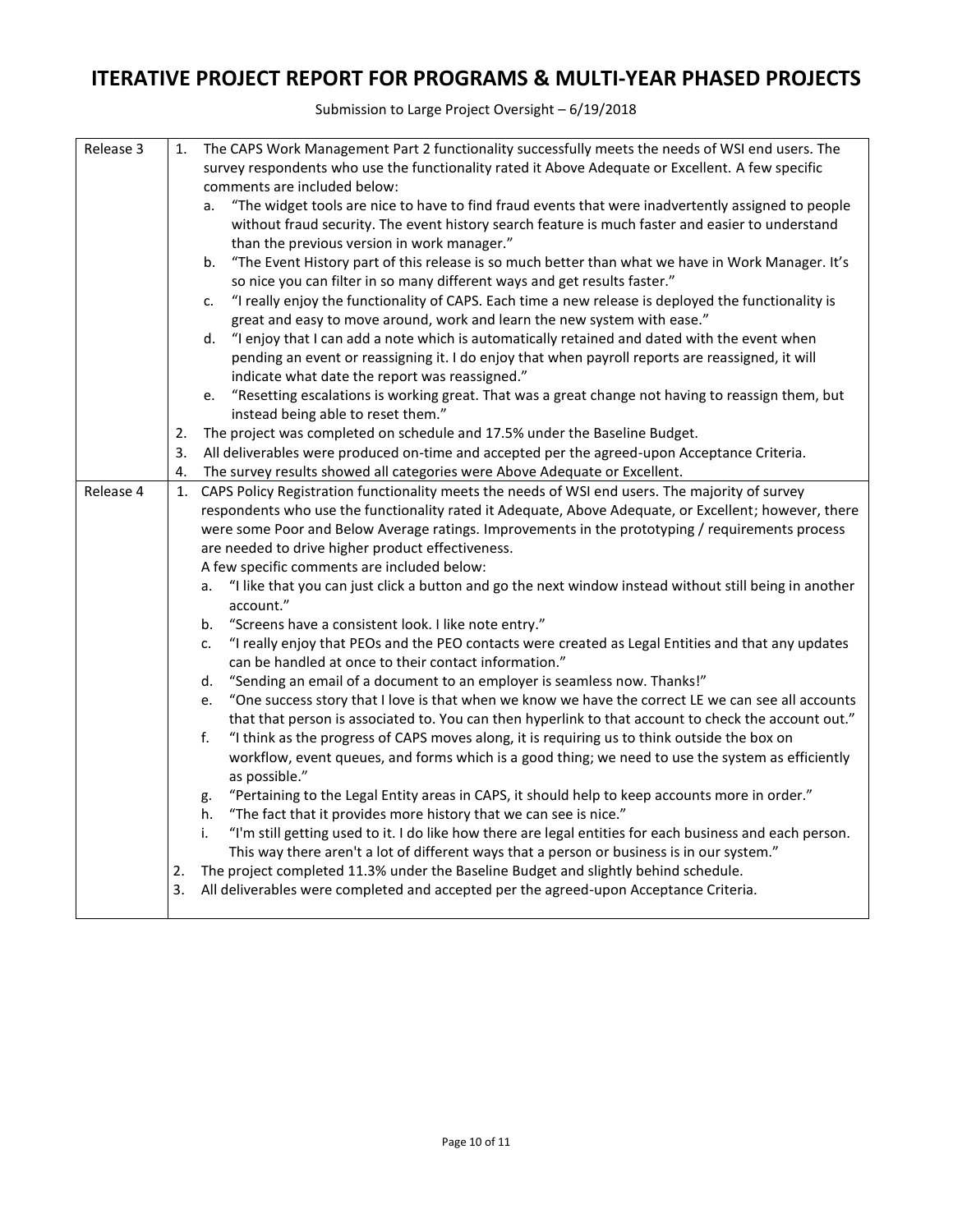| | |
|---|---|
| Release 3 | 1. The CAPS Work Management Part 2 functionality successfully meets the needs of WSI end users. The survey respondents who use the functionality rated it Above Adequate or Excellent. A few specific comments are included below:<br>a. "The widget tools are nice to have to find fraud events that were inadvertently assigned to people without fraud security. The event history search feature is much faster and easier to understand than the previous version in work manager."<br>b. "The Event History part of this release is so much better than what we have in Work Manager. It's so nice you can filter in so many different ways and get results faster."<br>c. "I really enjoy the functionality of CAPS. Each time a new release is deployed the functionality is great and easy to move around, work and learn the new system with ease."<br>d. "I enjoy that I can add a note which is automatically retained and dated with the event when pending an event or reassigning it. I do enjoy that when payroll reports are reassigned, it will indicate what date the report was reassigned."<br>e. "Resetting escalations is working great. That was a great change not having to reassign them, but instead being able to reset them."<br>2. The project was completed on schedule and 17.5% under the Baseline Budget.<br>3. All deliverables were produced on-time and accepted per the agreed-upon Acceptance Criteria.<br>4. The survey results showed all categories were Above Adequate or Excellent. |
| Release 4 | 1. CAPS Policy Registration functionality meets the needs of WSI end users. The majority of survey respondents who use the functionality rated it Adequate, Above Adequate, or Excellent; however, there were some Poor and Below Average ratings. Improvements in the prototyping / requirements process are needed to drive higher product effectiveness.<br>A few specific comments are included below:<br>a. "I like that you can just click a button and go the next window instead without still being in another account."<br>b. "Screens have a consistent look. I like note entry."<br>c. "I really enjoy that PEOs and the PEO contacts were created as Legal Entities and that any updates can be handled at once to their contact information."<br>d. "Sending an email of a document to an employer is seamless now. Thanks!"<br>e. "One success story that I love is that when we know we have the correct LE we can see all accounts that that person is associated to. You can then hyperlink to that account to check the account out."<br>f. "I think as the progress of CAPS moves along, it is requiring us to think outside the box on workflow, event queues, and forms which is a good thing; we need to use the system as efficiently as possible."<br>g. "Pertaining to the Legal Entity areas in CAPS, it should help to keep accounts more in order."<br>h. "The fact that it provides more history that we can see is nice."<br>i. "I'm still getting used to it. I do like how there are legal entities for each business and each person. This way there aren't a lot of different ways that a person or business is in our system."<br>2. The project completed 11.3% under the Baseline Budget and slightly behind schedule.<br>3. All deliverables were completed and accepted per the agreed-upon Acceptance Criteria. |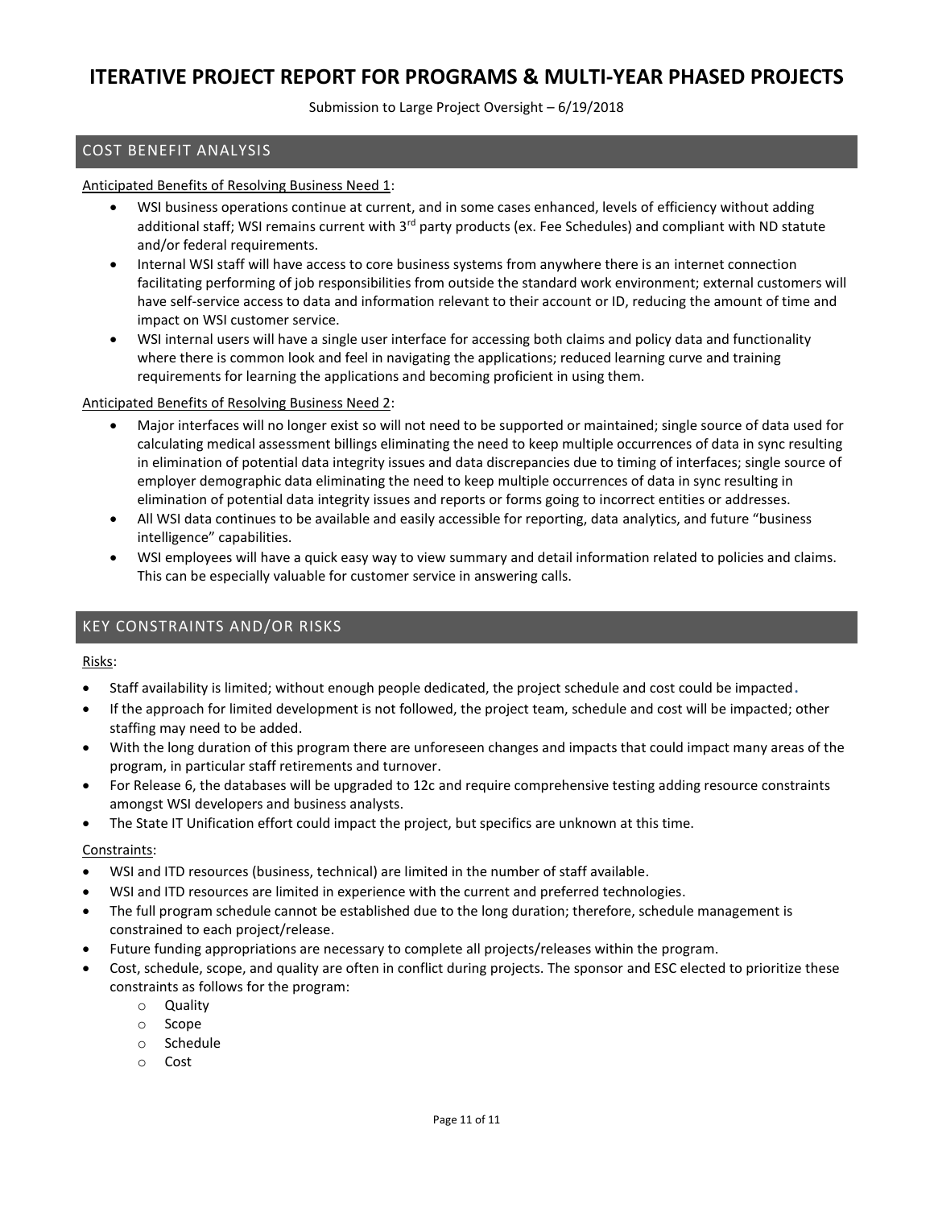# ITERATIVE PROJECT REPORT FOR PROGRAMS & MULTI-YEAR PHASED PROJECTS

Submission to Large Project Oversight – 6/19/2018

## COST BENEFIT ANALYSIS

Anticipated Benefits of Resolving Business Need 1:

- WSI business operations continue at current, and in some cases enhanced, levels of efficiency without adding additional staff; WSI remains current with 3rd party products (ex. Fee Schedules) and compliant with ND statute and/or federal requirements.
- Internal WSI staff will have access to core business systems from anywhere there is an internet connection facilitating performing of job responsibilities from outside the standard work environment; external customers will have self-service access to data and information relevant to their account or ID, reducing the amount of time and impact on WSI customer service.
- WSI internal users will have a single user interface for accessing both claims and policy data and functionality where there is common look and feel in navigating the applications; reduced learning curve and training requirements for learning the applications and becoming proficient in using them.

Anticipated Benefits of Resolving Business Need 2:

- Major interfaces will no longer exist so will not need to be supported or maintained; single source of data used for calculating medical assessment billings eliminating the need to keep multiple occurrences of data in sync resulting in elimination of potential data integrity issues and data discrepancies due to timing of interfaces; single source of employer demographic data eliminating the need to keep multiple occurrences of data in sync resulting in elimination of potential data integrity issues and reports or forms going to incorrect entities or addresses.
- All WSI data continues to be available and easily accessible for reporting, data analytics, and future "business intelligence" capabilities.
- WSI employees will have a quick easy way to view summary and detail information related to policies and claims. This can be especially valuable for customer service in answering calls.

## KEY CONSTRAINTS AND/OR RISKS

Risks:

- Staff availability is limited; without enough people dedicated, the project schedule and cost could be impacted.
- If the approach for limited development is not followed, the project team, schedule and cost will be impacted; other staffing may need to be added.
- With the long duration of this program there are unforeseen changes and impacts that could impact many areas of the program, in particular staff retirements and turnover.
- For Release 6, the databases will be upgraded to 12c and require comprehensive testing adding resource constraints amongst WSI developers and business analysts.
- The State IT Unification effort could impact the project, but specifics are unknown at this time.

Constraints:

- WSI and ITD resources (business, technical) are limited in the number of staff available.
- WSI and ITD resources are limited in experience with the current and preferred technologies.
- The full program schedule cannot be established due to the long duration; therefore, schedule management is constrained to each project/release.
- Future funding appropriations are necessary to complete all projects/releases within the program.
- Cost, schedule, scope, and quality are often in conflict during projects. The sponsor and ESC elected to prioritize these constraints as follows for the program:
    - Quality
    - Scope
    - Schedule
    - Cost